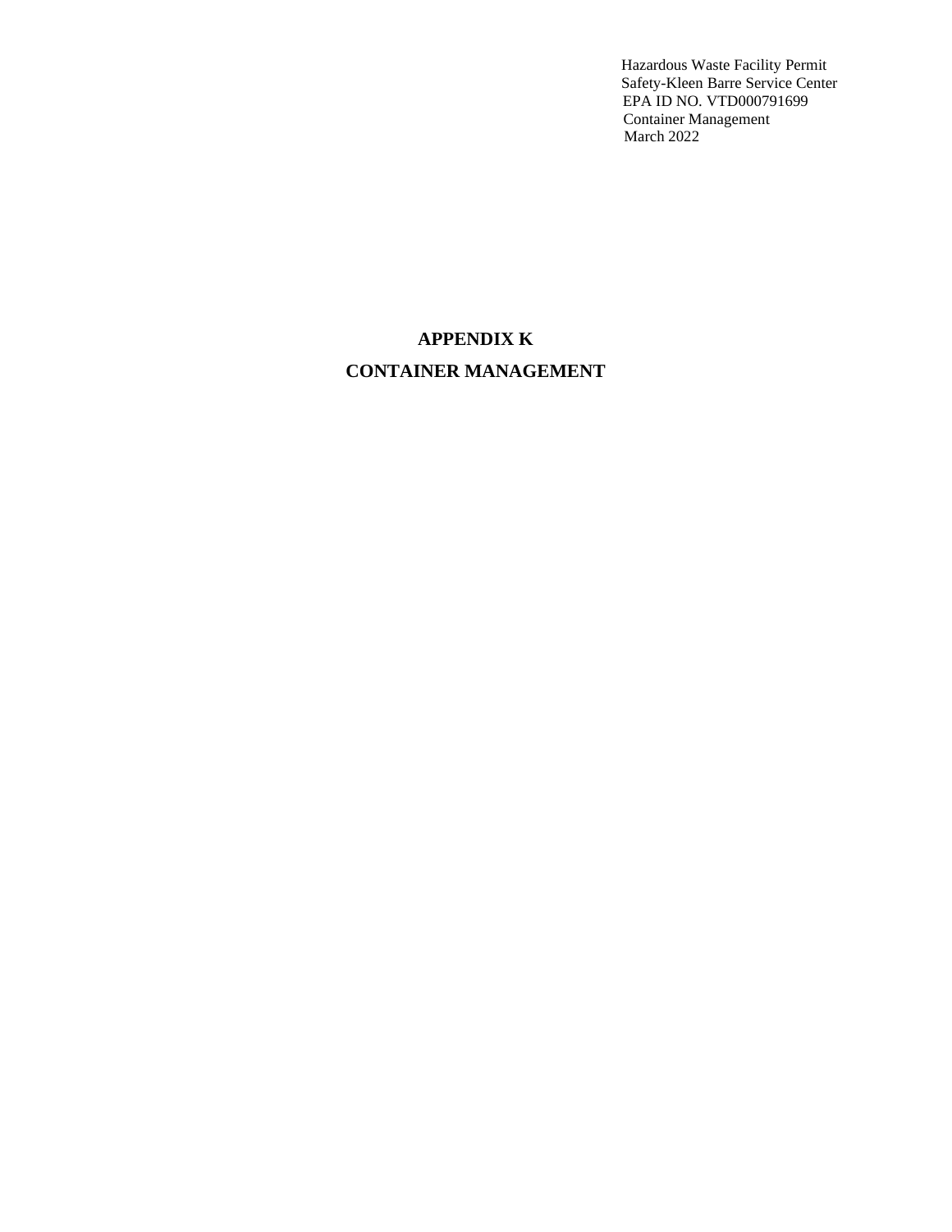Hazardous Waste Facility Permit
Safety-Kleen Barre Service Center
EPA ID NO. VTD000791699
Container Management
March 2022

# APPENDIX K

# CONTAINER MANAGEMENT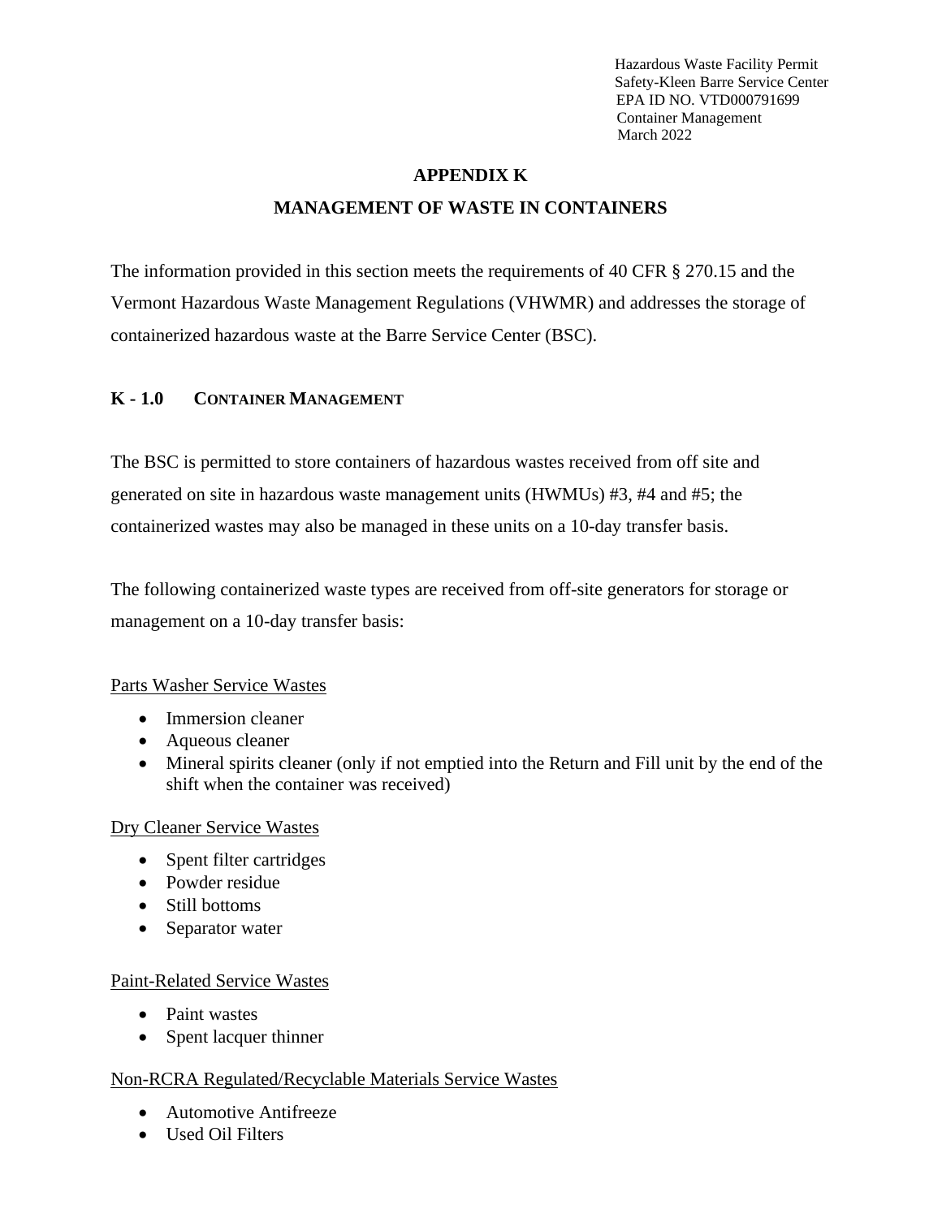# APPENDIX K

# MANAGEMENT OF WASTE IN CONTAINERS

The information provided in this section meets the requirements of 40 CFR § 270.15 and the Vermont Hazardous Waste Management Regulations (VHWMR) and addresses the storage of containerized hazardous waste at the Barre Service Center (BSC).

## K - 1.0 CONTAINER MANAGEMENT

The BSC is permitted to store containers of hazardous wastes received from off site and generated on site in hazardous waste management units (HWMUs) #3, #4 and #5; the containerized wastes may also be managed in these units on a 10-day transfer basis.

The following containerized waste types are received from off-site generators for storage or management on a 10-day transfer basis:

<u>Parts Washer Service Wastes</u>

- Immersion cleaner
- Aqueous cleaner
- Mineral spirits cleaner (only if not emptied into the Return and Fill unit by the end of the shift when the container was received)

<u>Dry Cleaner Service Wastes</u>

- Spent filter cartridges
- Powder residue
- Still bottoms
- Separator water

<u>Paint-Related Service Wastes</u>

- Paint wastes
- Spent lacquer thinner

<u>Non-RCRA Regulated/Recyclable Materials Service Wastes</u>

- Automotive Antifreeze
- Used Oil Filters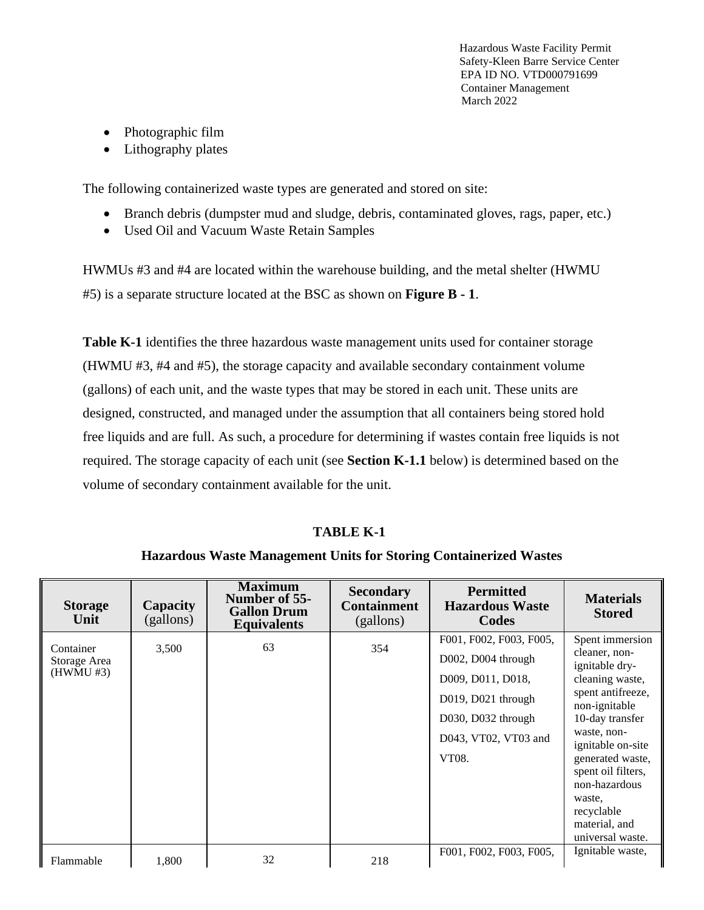- Photographic film
- Lithography plates

The following containerized waste types are generated and stored on site:

- Branch debris (dumpster mud and sludge, debris, contaminated gloves, rags, paper, etc.)
- Used Oil and Vacuum Waste Retain Samples

HWMUs #3 and #4 are located within the warehouse building, and the metal shelter (HWMU #5) is a separate structure located at the BSC as shown on **Figure B - 1**.

**Table K-1** identifies the three hazardous waste management units used for container storage (HWMU #3, #4 and #5), the storage capacity and available secondary containment volume (gallons) of each unit, and the waste types that may be stored in each unit. These units are designed, constructed, and managed under the assumption that all containers being stored hold free liquids and are full. As such, a procedure for determining if wastes contain free liquids is not required. The storage capacity of each unit (see **Section K-1.1** below) is determined based on the volume of secondary containment available for the unit.

**TABLE K-1**

**Hazardous Waste Management Units for Storing Containerized Wastes**

| Storage Unit | Capacity (gallons) | Maximum Number of 55-Gallon Drum Equivalents | Secondary Containment (gallons) | Permitted Hazardous Waste Codes | Materials Stored |
|---|---|---|---|---|---|
| Container Storage Area (HWMU #3) | 3,500 | 63 | 354 | F001, F002, F003, F005, D002, D004 through D009, D011, D018, D019, D021 through D030, D032 through D043, VT02, VT03 and VT08. | Spent immersion cleaner, non-ignitable dry-cleaning waste, spent antifreeze, non-ignitable 10-day transfer waste, non-ignitable on-site generated waste, spent oil filters, non-hazardous waste, recyclable material, and universal waste. |
| Flammable | 1,800 | 32 | 218 | F001, F002, F003, F005, | Ignitable waste, |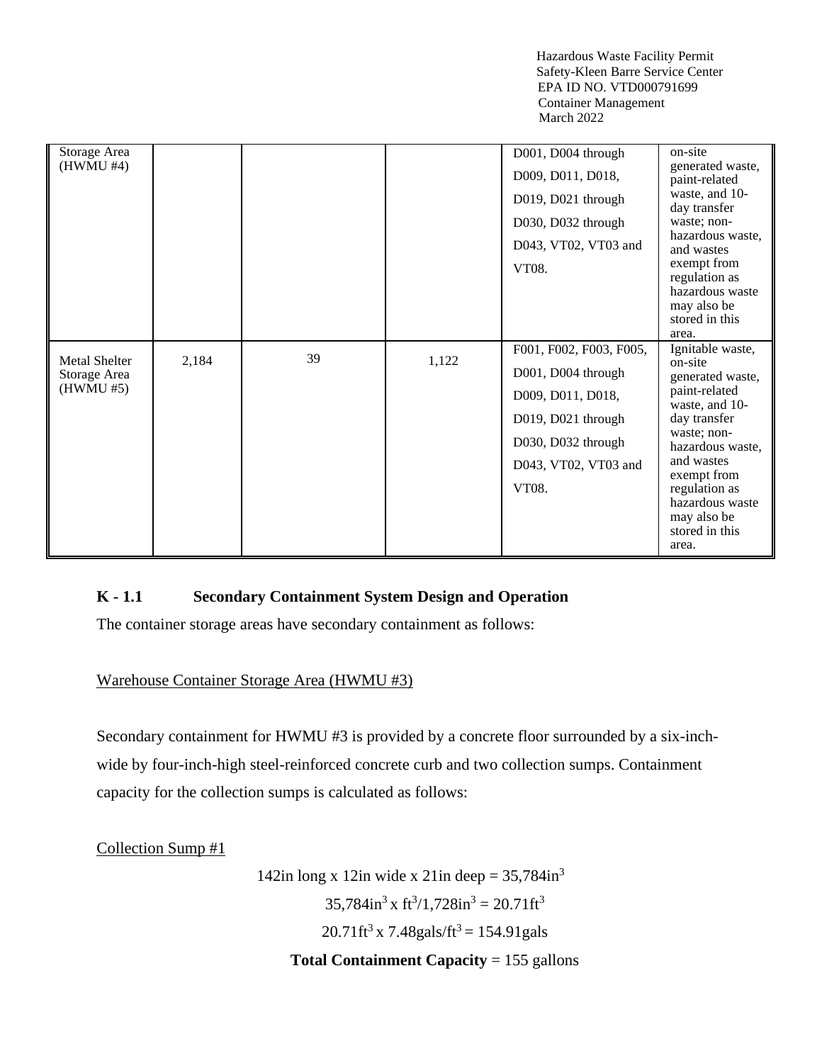| Storage Area (HWMU #4) | | | | D001, D004 through D009, D011, D018, D019, D021 through D030, D032 through D043, VT02, VT03 and VT08. | on-site generated waste, paint-related waste, and 10-day transfer waste; non-hazardous waste, and wastes exempt from regulation as hazardous waste may also be stored in this area. |
|---|---|---|---|---|---|
| Metal Shelter Storage Area (HWMU #5) | 2,184 | 39 | 1,122 | F001, F002, F003, F005, D001, D004 through D009, D011, D018, D019, D021 through D030, D032 through D043, VT02, VT03 and VT08. | Ignitable waste, on-site generated waste, paint-related waste, and 10-day transfer waste; non-hazardous waste, and wastes exempt from regulation as hazardous waste may also be stored in this area. |

### K - 1.1 Secondary Containment System Design and Operation

The container storage areas have secondary containment as follows:

Warehouse Container Storage Area (HWMU #3)

Secondary containment for HWMU #3 is provided by a concrete floor surrounded by a six-inch-wide by four-inch-high steel-reinforced concrete curb and two collection sumps. Containment capacity for the collection sumps is calculated as follows:

Collection Sump #1

$$142\text{in long} \times 12\text{in wide} \times 21\text{in deep} = 35{,}784\text{in}^3$$

$$35{,}784\text{in}^3 \times \text{ft}^3/1{,}728\text{in}^3 = 20.71\text{ft}^3$$

$$20.71\text{ft}^3 \times 7.48\text{gals}/\text{ft}^3 = 154.91\text{gals}$$

**Total Containment Capacity** = 155 gallons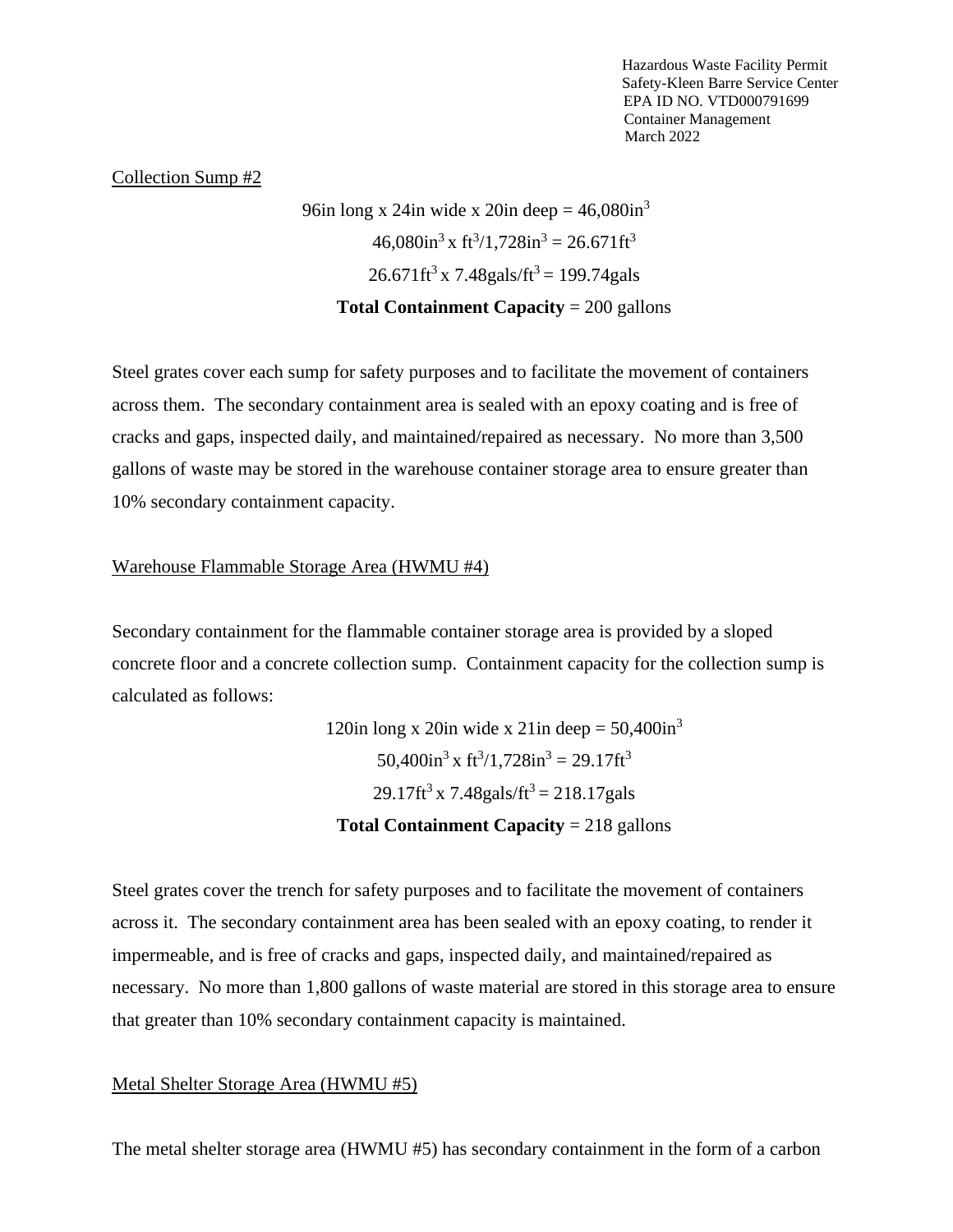Collection Sump #2

$$96\text{in long x } 24\text{in wide x } 20\text{in deep} = 46{,}080\text{in}^3$$
$$46{,}080\text{in}^3 \text{ x ft}^3/1{,}728\text{in}^3 = 26.671\text{ft}^3$$
$$26.671\text{ft}^3 \text{ x } 7.48\text{gals/ft}^3 = 199.74\text{gals}$$

**Total Containment Capacity** = 200 gallons

Steel grates cover each sump for safety purposes and to facilitate the movement of containers across them. The secondary containment area is sealed with an epoxy coating and is free of cracks and gaps, inspected daily, and maintained/repaired as necessary. No more than 3,500 gallons of waste may be stored in the warehouse container storage area to ensure greater than 10% secondary containment capacity.

Warehouse Flammable Storage Area (HWMU #4)

Secondary containment for the flammable container storage area is provided by a sloped concrete floor and a concrete collection sump. Containment capacity for the collection sump is calculated as follows:

$$120\text{in long x } 20\text{in wide x } 21\text{in deep} = 50{,}400\text{in}^3$$
$$50{,}400\text{in}^3 \text{ x ft}^3/1{,}728\text{in}^3 = 29.17\text{ft}^3$$
$$29.17\text{ft}^3 \text{ x } 7.48\text{gals/ft}^3 = 218.17\text{gals}$$

**Total Containment Capacity** = 218 gallons

Steel grates cover the trench for safety purposes and to facilitate the movement of containers across it. The secondary containment area has been sealed with an epoxy coating, to render it impermeable, and is free of cracks and gaps, inspected daily, and maintained/repaired as necessary. No more than 1,800 gallons of waste material are stored in this storage area to ensure that greater than 10% secondary containment capacity is maintained.

Metal Shelter Storage Area (HWMU #5)

The metal shelter storage area (HWMU #5) has secondary containment in the form of a carbon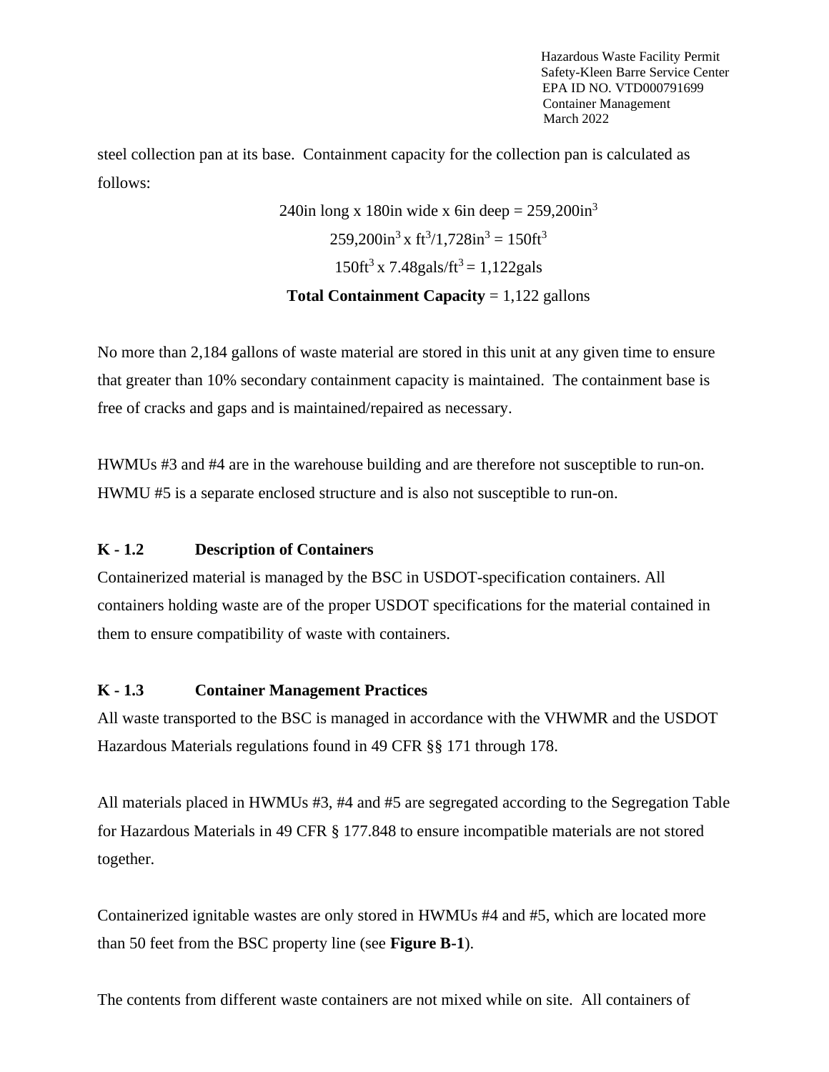steel collection pan at its base. Containment capacity for the collection pan is calculated as follows:

$$240\text{in long} \times 180\text{in wide} \times 6\text{in deep} = 259{,}200\text{in}^3$$

$$259{,}200\text{in}^3 \times \text{ft}^3/1{,}728\text{in}^3 = 150\text{ft}^3$$

$$150\text{ft}^3 \times 7.48\text{gals/ft}^3 = 1{,}122\text{gals}$$

**Total Containment Capacity** = 1,122 gallons

No more than 2,184 gallons of waste material are stored in this unit at any given time to ensure that greater than 10% secondary containment capacity is maintained. The containment base is free of cracks and gaps and is maintained/repaired as necessary.

HWMUs #3 and #4 are in the warehouse building and are therefore not susceptible to run-on. HWMU #5 is a separate enclosed structure and is also not susceptible to run-on.

### K - 1.2 Description of Containers

Containerized material is managed by the BSC in USDOT-specification containers. All containers holding waste are of the proper USDOT specifications for the material contained in them to ensure compatibility of waste with containers.

### K - 1.3 Container Management Practices

All waste transported to the BSC is managed in accordance with the VHWMR and the USDOT Hazardous Materials regulations found in 49 CFR §§ 171 through 178.

All materials placed in HWMUs #3, #4 and #5 are segregated according to the Segregation Table for Hazardous Materials in 49 CFR § 177.848 to ensure incompatible materials are not stored together.

Containerized ignitable wastes are only stored in HWMUs #4 and #5, which are located more than 50 feet from the BSC property line (see **Figure B-1**).

The contents from different waste containers are not mixed while on site. All containers of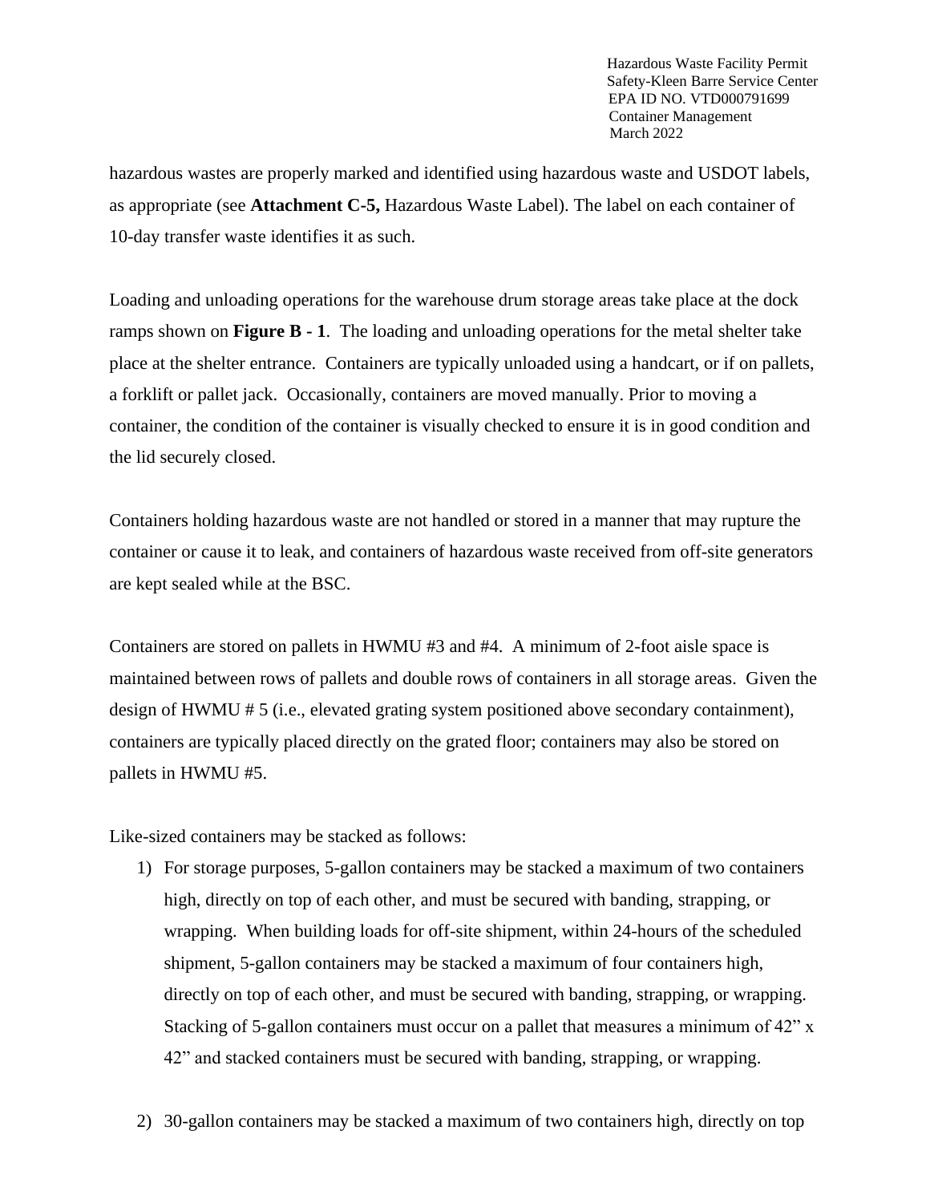hazardous wastes are properly marked and identified using hazardous waste and USDOT labels, as appropriate (see **Attachment C-5,** Hazardous Waste Label). The label on each container of 10-day transfer waste identifies it as such.

Loading and unloading operations for the warehouse drum storage areas take place at the dock ramps shown on **Figure B - 1**. The loading and unloading operations for the metal shelter take place at the shelter entrance. Containers are typically unloaded using a handcart, or if on pallets, a forklift or pallet jack. Occasionally, containers are moved manually. Prior to moving a container, the condition of the container is visually checked to ensure it is in good condition and the lid securely closed.

Containers holding hazardous waste are not handled or stored in a manner that may rupture the container or cause it to leak, and containers of hazardous waste received from off-site generators are kept sealed while at the BSC.

Containers are stored on pallets in HWMU #3 and #4. A minimum of 2-foot aisle space is maintained between rows of pallets and double rows of containers in all storage areas. Given the design of HWMU # 5 (i.e., elevated grating system positioned above secondary containment), containers are typically placed directly on the grated floor; containers may also be stored on pallets in HWMU #5.

Like-sized containers may be stacked as follows:

1) For storage purposes, 5-gallon containers may be stacked a maximum of two containers high, directly on top of each other, and must be secured with banding, strapping, or wrapping. When building loads for off-site shipment, within 24-hours of the scheduled shipment, 5-gallon containers may be stacked a maximum of four containers high, directly on top of each other, and must be secured with banding, strapping, or wrapping. Stacking of 5-gallon containers must occur on a pallet that measures a minimum of 42" x 42" and stacked containers must be secured with banding, strapping, or wrapping.

2) 30-gallon containers may be stacked a maximum of two containers high, directly on top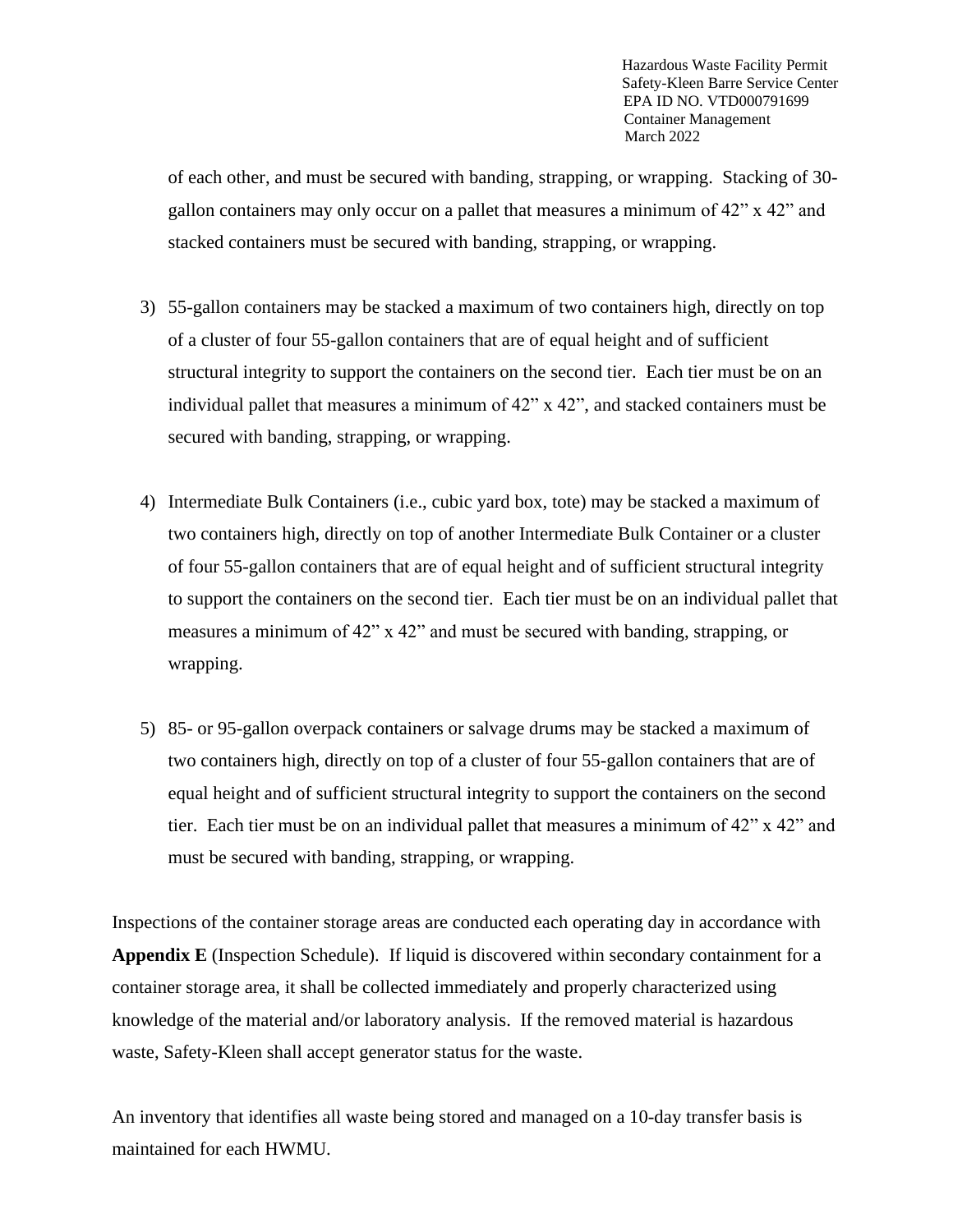of each other, and must be secured with banding, strapping, or wrapping. Stacking of 30-gallon containers may only occur on a pallet that measures a minimum of 42” x 42” and stacked containers must be secured with banding, strapping, or wrapping.

3) 55-gallon containers may be stacked a maximum of two containers high, directly on top of a cluster of four 55-gallon containers that are of equal height and of sufficient structural integrity to support the containers on the second tier. Each tier must be on an individual pallet that measures a minimum of 42” x 42”, and stacked containers must be secured with banding, strapping, or wrapping.

4) Intermediate Bulk Containers (i.e., cubic yard box, tote) may be stacked a maximum of two containers high, directly on top of another Intermediate Bulk Container or a cluster of four 55-gallon containers that are of equal height and of sufficient structural integrity to support the containers on the second tier. Each tier must be on an individual pallet that measures a minimum of 42” x 42” and must be secured with banding, strapping, or wrapping.

5) 85- or 95-gallon overpack containers or salvage drums may be stacked a maximum of two containers high, directly on top of a cluster of four 55-gallon containers that are of equal height and of sufficient structural integrity to support the containers on the second tier. Each tier must be on an individual pallet that measures a minimum of 42” x 42” and must be secured with banding, strapping, or wrapping.

Inspections of the container storage areas are conducted each operating day in accordance with **Appendix E** (Inspection Schedule). If liquid is discovered within secondary containment for a container storage area, it shall be collected immediately and properly characterized using knowledge of the material and/or laboratory analysis. If the removed material is hazardous waste, Safety-Kleen shall accept generator status for the waste.

An inventory that identifies all waste being stored and managed on a 10-day transfer basis is maintained for each HWMU.